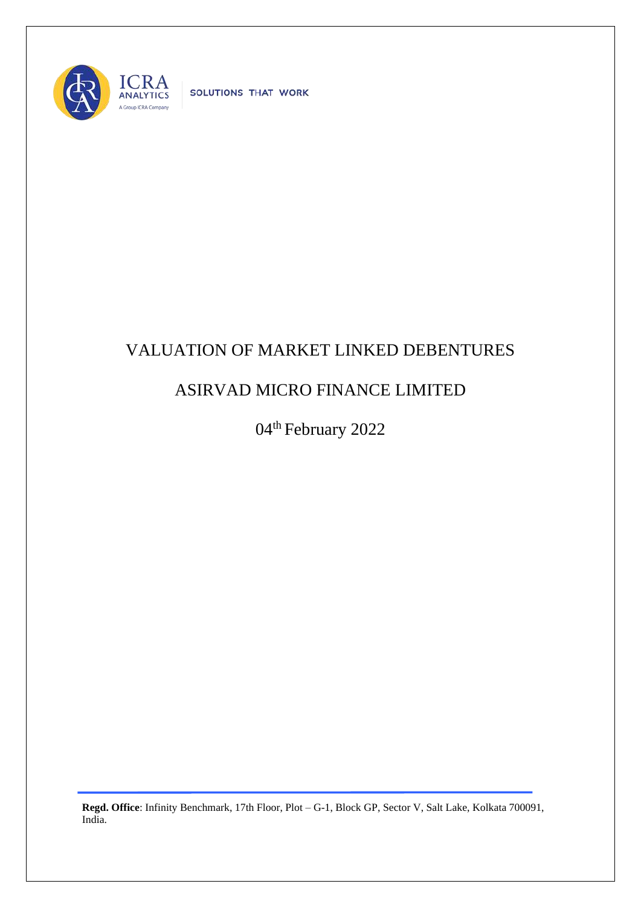ICRA ANALYTICS

A Group ICRA Company

SOLUTIONS THAT WORK

# VALUATION OF MARKET LINKED DEBENTURES

# ASIRVAD MICRO FINANCE LIMITED

04th February 2022

**Regd. Office**: Infinity Benchmark, 17th Floor, Plot – G-1, Block GP, Sector V, Salt Lake, Kolkata 700091, India.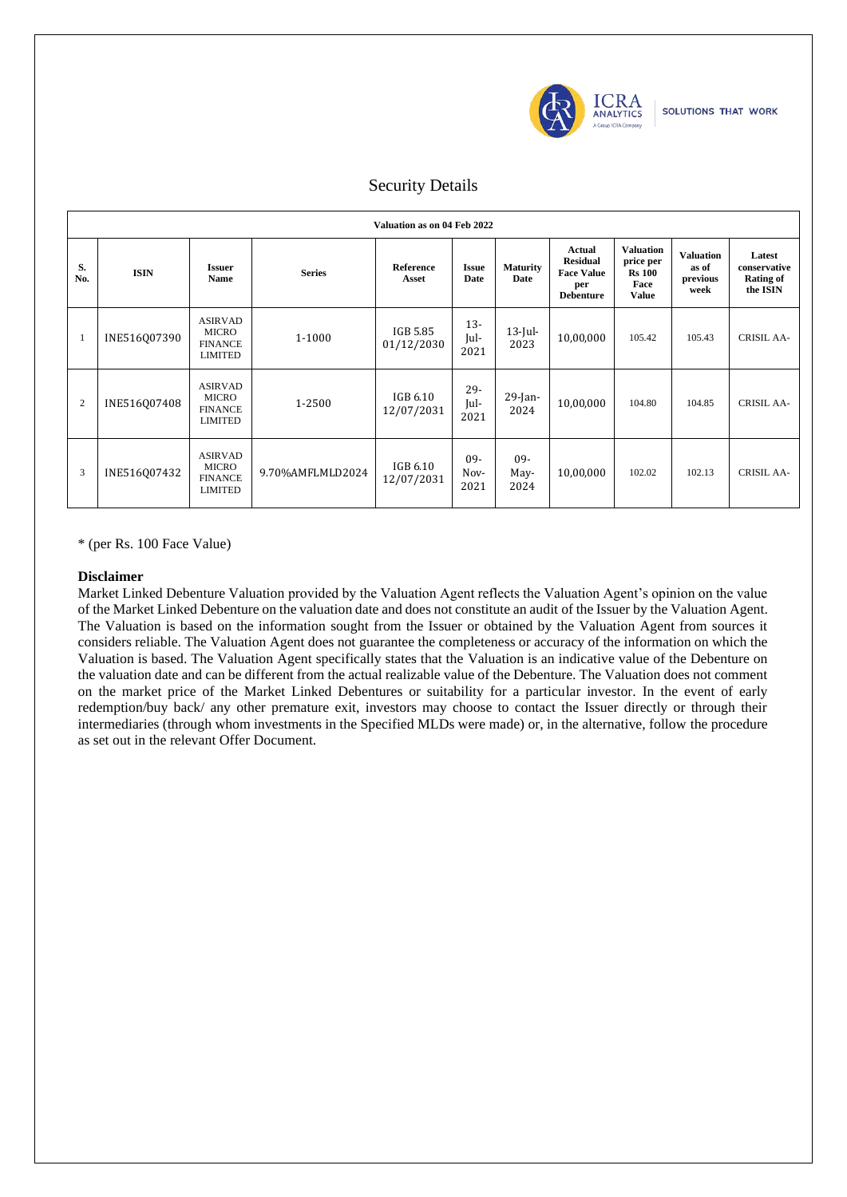# Security Details

| Valuation as on 04 Feb 2022 | | | | | | | | | | |
|---|---|---|---|---|---|---|---|---|---|---|
| S. No. | ISIN | Issuer Name | Series | Reference Asset | Issue Date | Maturity Date | Actual Residual Face Value per Debenture | Valuation price per Rs 100 Face Value | Valuation as of previous week | Latest conservative Rating of the ISIN |
| 1 | INE516Q07390 | ASIRVAD MICRO FINANCE LIMITED | 1-1000 | IGB 5.85 01/12/2030 | 13-Jul-2021 | 13-Jul-2023 | 10,00,000 | 105.42 | 105.43 | CRISIL AA- |
| 2 | INE516Q07408 | ASIRVAD MICRO FINANCE LIMITED | 1-2500 | IGB 6.10 12/07/2031 | 29-Jul-2021 | 29-Jan-2024 | 10,00,000 | 104.80 | 104.85 | CRISIL AA- |
| 3 | INE516Q07432 | ASIRVAD MICRO FINANCE LIMITED | 9.70%AMFLMLD2024 | IGB 6.10 12/07/2031 | 09-Nov-2021 | 09-May-2024 | 10,00,000 | 102.02 | 102.13 | CRISIL AA- |

* (per Rs. 100 Face Value)

**Disclaimer**

Market Linked Debenture Valuation provided by the Valuation Agent reflects the Valuation Agent's opinion on the value of the Market Linked Debenture on the valuation date and does not constitute an audit of the Issuer by the Valuation Agent. The Valuation is based on the information sought from the Issuer or obtained by the Valuation Agent from sources it considers reliable. The Valuation Agent does not guarantee the completeness or accuracy of the information on which the Valuation is based. The Valuation Agent specifically states that the Valuation is an indicative value of the Debenture on the valuation date and can be different from the actual realizable value of the Debenture. The Valuation does not comment on the market price of the Market Linked Debentures or suitability for a particular investor. In the event of early redemption/buy back/ any other premature exit, investors may choose to contact the Issuer directly or through their intermediaries (through whom investments in the Specified MLDs were made) or, in the alternative, follow the procedure as set out in the relevant Offer Document.